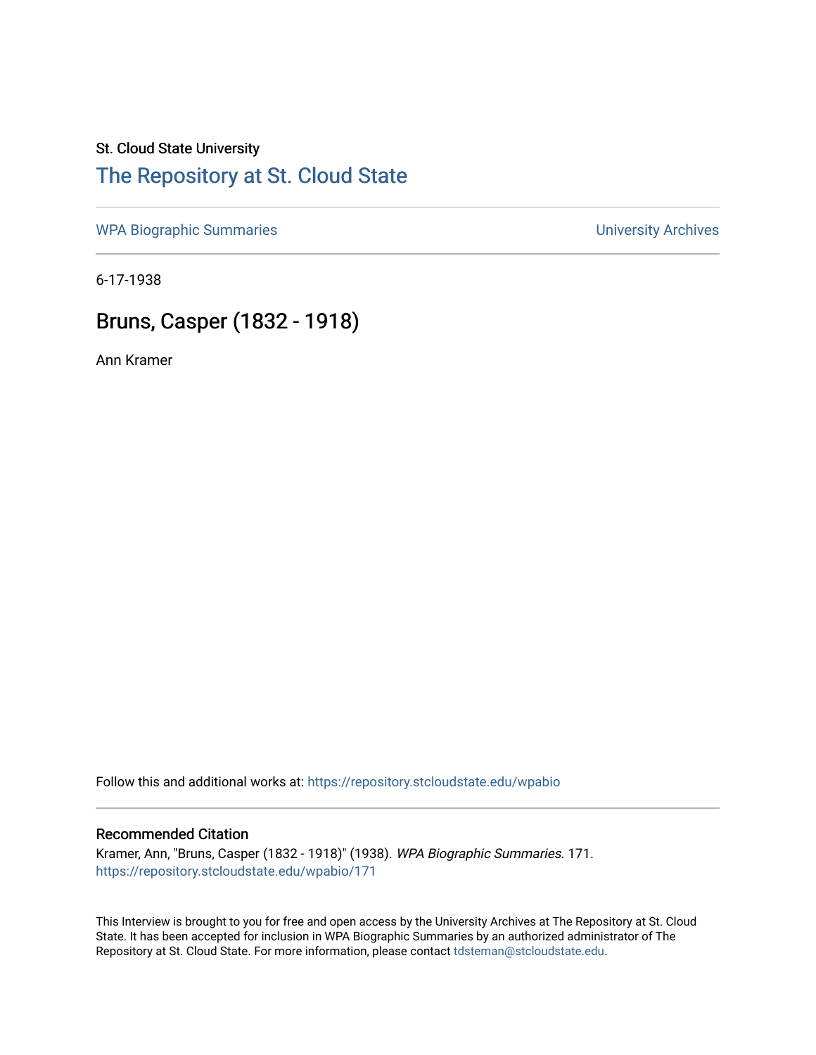St. Cloud State University

## The Repository at St. Cloud State

WPA Biographic Summaries

University Archives

6-17-1938

# Bruns, Casper (1832 - 1918)

Ann Kramer

Follow this and additional works at: https://repository.stcloudstate.edu/wpabio

### Recommended Citation

Kramer, Ann, "Bruns, Casper (1832 - 1918)" (1938). *WPA Biographic Summaries*. 171.
https://repository.stcloudstate.edu/wpabio/171

This Interview is brought to you for free and open access by the University Archives at The Repository at St. Cloud State. It has been accepted for inclusion in WPA Biographic Summaries by an authorized administrator of The Repository at St. Cloud State. For more information, please contact tdsteman@stcloudstate.edu.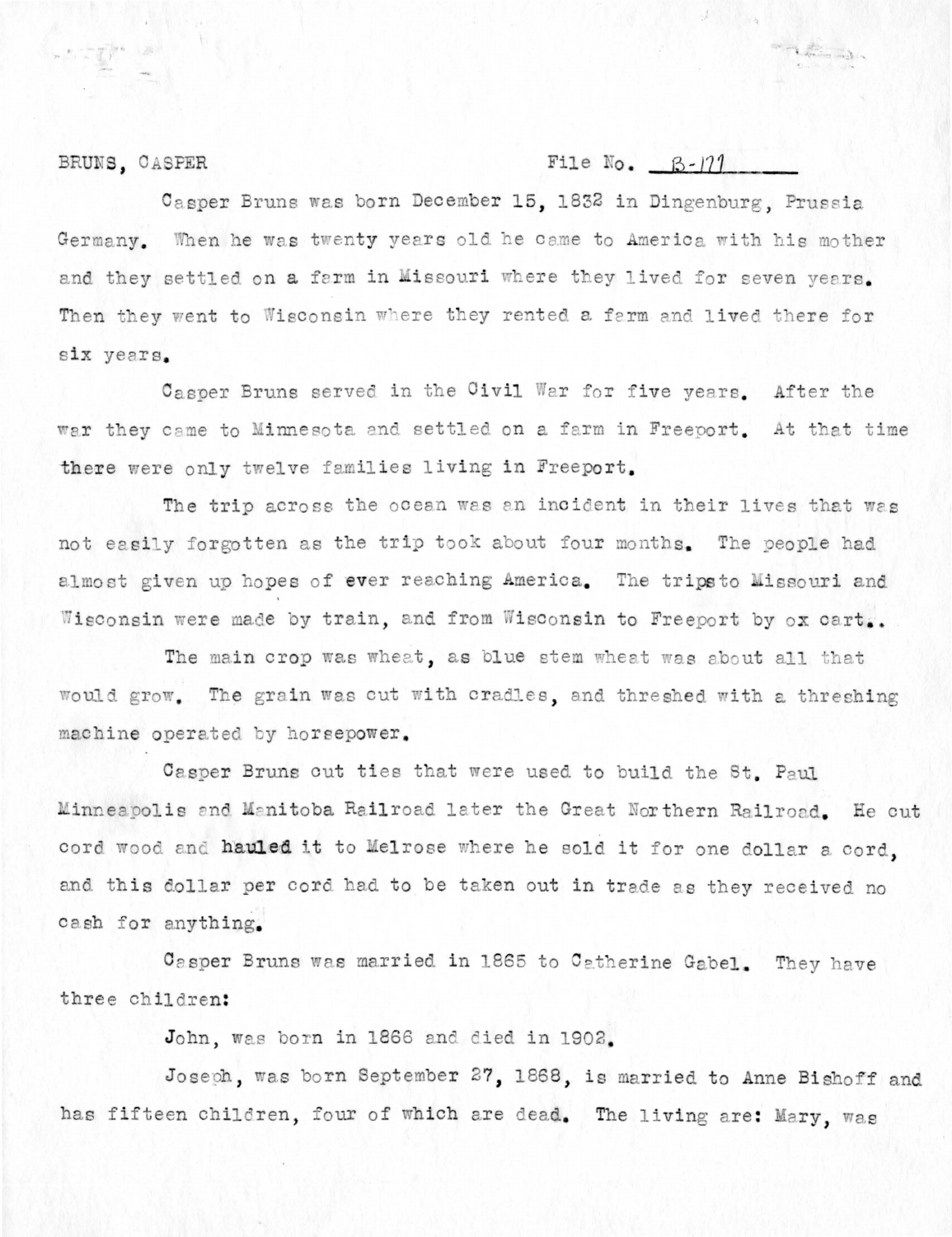BRUNS, CASPER File No. B-171

Casper Bruns was born December 15, 1832 in Dingenburg, Prussia Germany. When he was twenty years old he came to America with his mother and they settled on a farm in Missouri where they lived for seven years. Then they went to Wisconsin where they rented a farm and lived there for six years.

Casper Bruns served in the Civil War for five years. After the war they came to Minnesota and settled on a farm in Freeport. At that time there were only twelve families living in Freeport.

The trip across the ocean was an incident in their lives that was not easily forgotten as the trip took about four months. The people had almost given up hopes of ever reaching America. The tripsto Missouri and Wisconsin were made by train, and from Wisconsin to Freeport by ox cart..

The main crop was wheat, as blue stem wheat was about all that would grow. The grain was cut with cradles, and threshed with a threshing machine operated by horsepower.

Casper Bruns cut ties that were used to build the St. Paul Minneapolis and Manitoba Railroad later the Great Northern Railroad. He cut cord wood and hauled it to Melrose where he sold it for one dollar a cord, and this dollar per cord had to be taken out in trade as they received no cash for anything.

Casper Bruns was married in 1865 to Catherine Gabel. They have three children:

John, was born in 1866 and died in 1902.

Joseph, was born September 27, 1868, is married to Anne Bishoff and has fifteen children, four of which are dead. The living are: Mary, was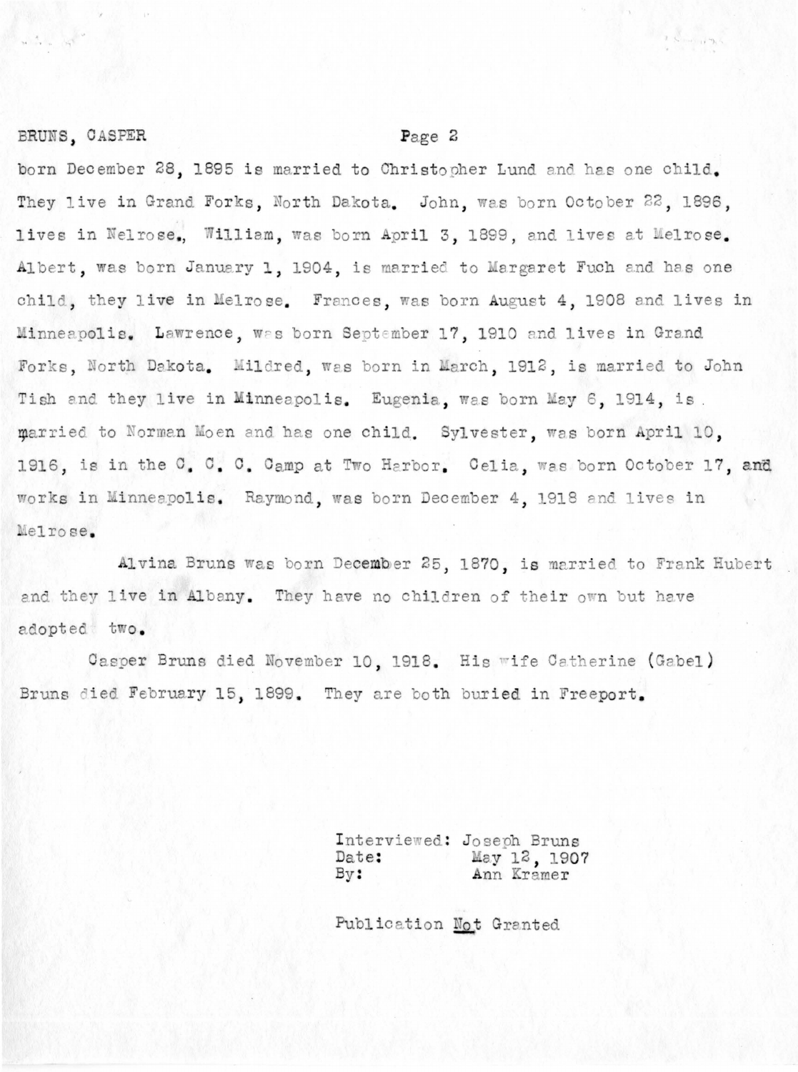born December 28, 1895 is married to Christopher Lund and has one child. They live in Grand Forks, North Dakota. John, was born October 22, 1896, lives in Nelrose., William, was born April 3, 1899, and lives at Melrose. Albert, was born January 1, 1904, is married to Margaret Fuch and has one child, they live in Melrose. Frances, was born August 4, 1908 and lives in Minneapolis. Lawrence, was born September 17, 1910 and lives in Grand Forks, North Dakota. Mildred, was born in March, 1912, is married to John Tish and they live in Minneapolis. Eugenia, was born May 6, 1914, is married to Norman Moen and has one child. Sylvester, was born April 10, 1916, is in the C. C. C. Camp at Two Harbor. Celia, was born October 17, and works in Minneapolis. Raymond, was born December 4, 1918 and lives in Melrose.

Alvina Bruns was born December 25, 1870, is married to Frank Hubert and they live in Albany. They have no children of their own but have adopted two.

Casper Bruns died November 10, 1918. His wife Catherine (Gabel) Bruns died February 15, 1899. They are both buried in Freeport.

Interviewed: Joseph Bruns
Date: May 12, 1907
By: Ann Kramer

Publication Not Granted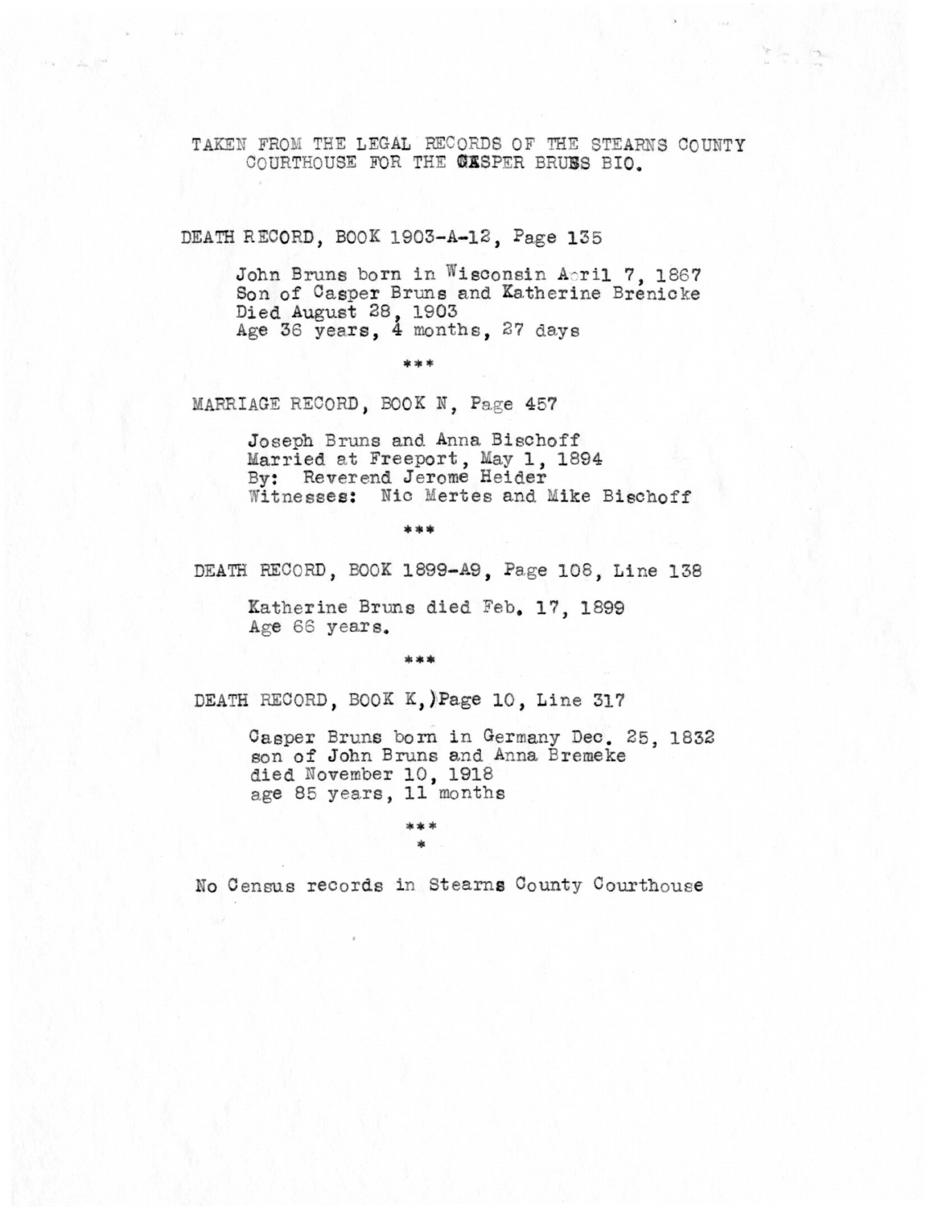TAKEN FROM THE LEGAL RECORDS OF THE STEARNS COUNTY COURTHOUSE FOR THE CASPER BRUNS BIO.

DEATH RECORD, BOOK 1903-A-12, Page 135

John Bruns born in Wisconsin April 7, 1867
Son of Casper Bruns and Katherine Brenicke
Died August 28, 1903
Age 36 years, 4 months, 27 days

***

MARRIAGE RECORD, BOOK N, Page 457

Joseph Bruns and Anna Bischoff
Married at Freeport, May 1, 1894
By: Reverend Jerome Heider
Witnesses: Nic Mertes and Mike Bischoff

***

DEATH RECORD, BOOK 1899-A9, Page 108, Line 138

Katherine Bruns died Feb. 17, 1899
Age 66 years.

***

DEATH RECORD, BOOK K,)Page 10, Line 317

Casper Bruns born in Germany Dec. 25, 1832
son of John Bruns and Anna Bremeke
died November 10, 1918
age 85 years, 11 months

***
*

No Census records in Stearns County Courthouse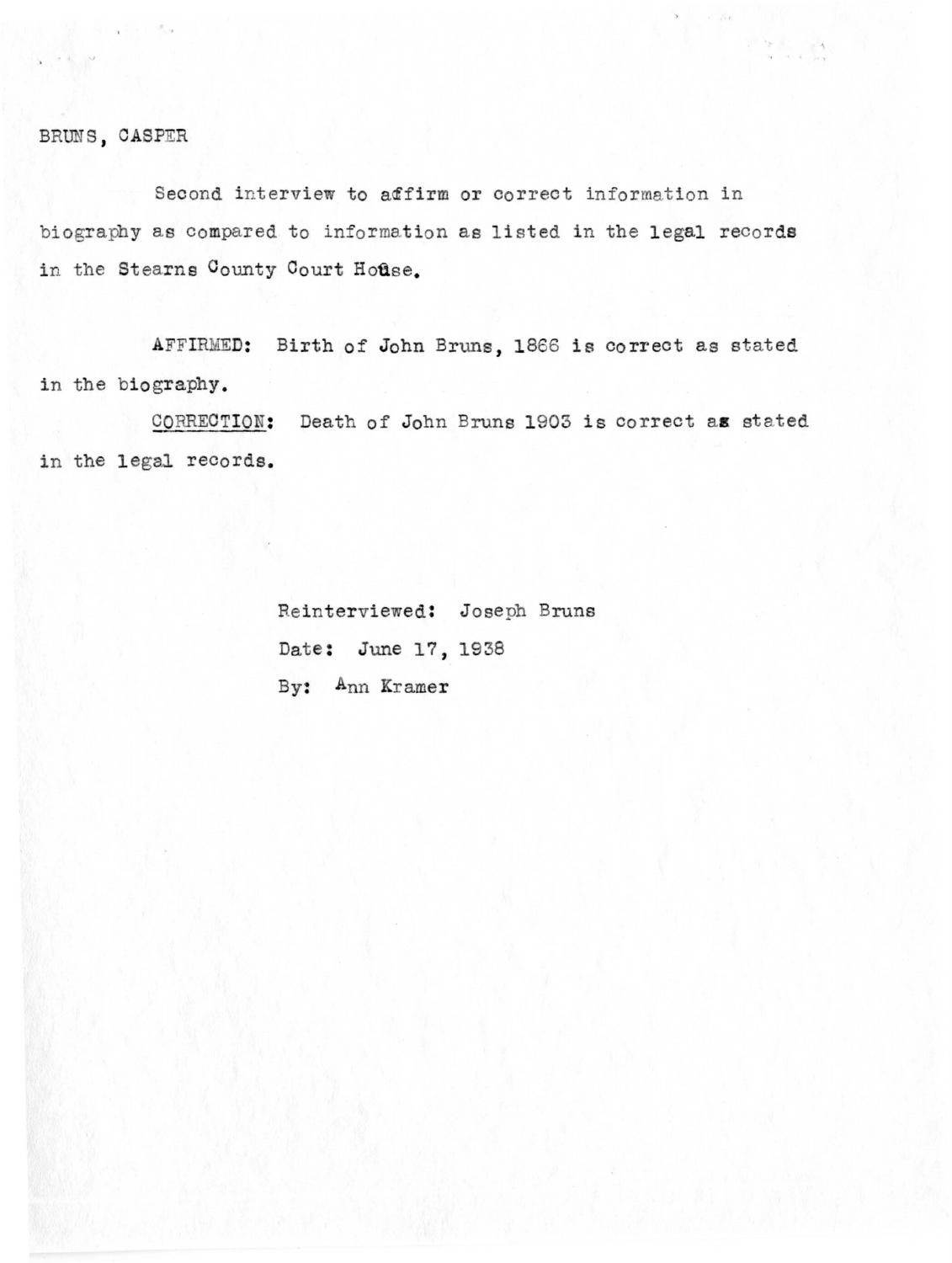BRUNS, CASPER

Second interview to affirm or correct information in biography as compared to information as listed in the legal records in the Stearns County Court House.

AFFIRMED: Birth of John Bruns, 1866 is correct as stated in the biography.

CORRECTION: Death of John Bruns 1903 is correct as stated in the legal records.

Reinterviewed: Joseph Bruns
Date: June 17, 1938
By: Ann Kramer